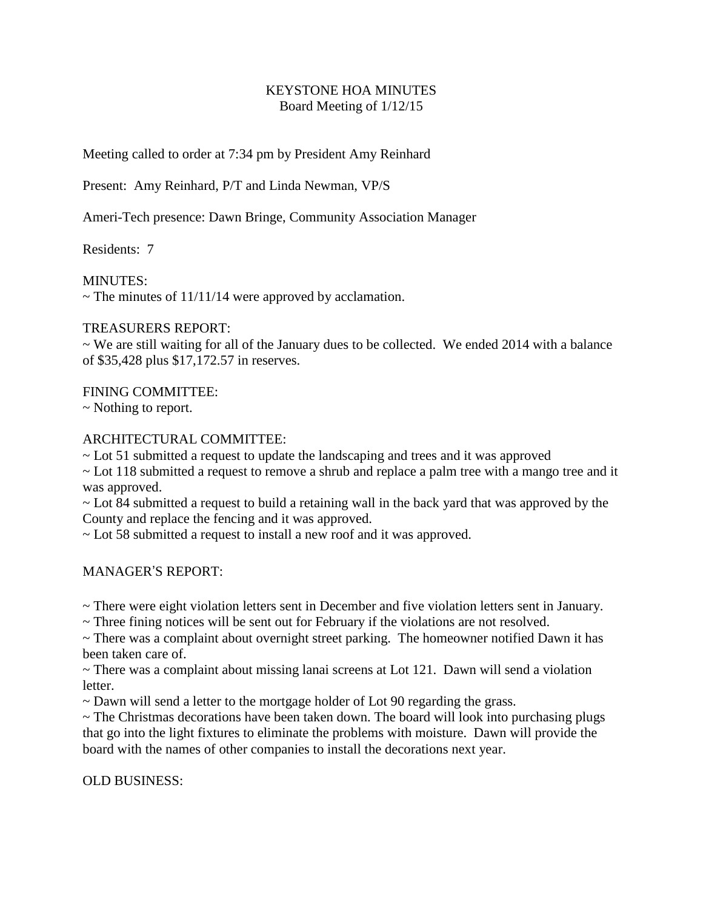# KEYSTONE HOA MINUTES
## Board Meeting of 1/12/15

Meeting called to order at 7:34 pm by President Amy Reinhard

Present: Amy Reinhard, P/T and Linda Newman, VP/S

Ameri-Tech presence: Dawn Bringe, Community Association Manager

Residents: 7

MINUTES:

~ The minutes of 11/11/14 were approved by acclamation.

TREASURERS REPORT:

~ We are still waiting for all of the January dues to be collected. We ended 2014 with a balance of $35,428 plus $17,172.57 in reserves.

FINING COMMITTEE:

~ Nothing to report.

ARCHITECTURAL COMMITTEE:

~ Lot 51 submitted a request to update the landscaping and trees and it was approved

~ Lot 118 submitted a request to remove a shrub and replace a palm tree with a mango tree and it was approved.

~ Lot 84 submitted a request to build a retaining wall in the back yard that was approved by the County and replace the fencing and it was approved.

~ Lot 58 submitted a request to install a new roof and it was approved.

MANAGER'S REPORT:

~ There were eight violation letters sent in December and five violation letters sent in January.

~ Three fining notices will be sent out for February if the violations are not resolved.

~ There was a complaint about overnight street parking. The homeowner notified Dawn it has been taken care of.

~ There was a complaint about missing lanai screens at Lot 121. Dawn will send a violation letter.

~ Dawn will send a letter to the mortgage holder of Lot 90 regarding the grass.

~ The Christmas decorations have been taken down. The board will look into purchasing plugs that go into the light fixtures to eliminate the problems with moisture. Dawn will provide the board with the names of other companies to install the decorations next year.

OLD BUSINESS: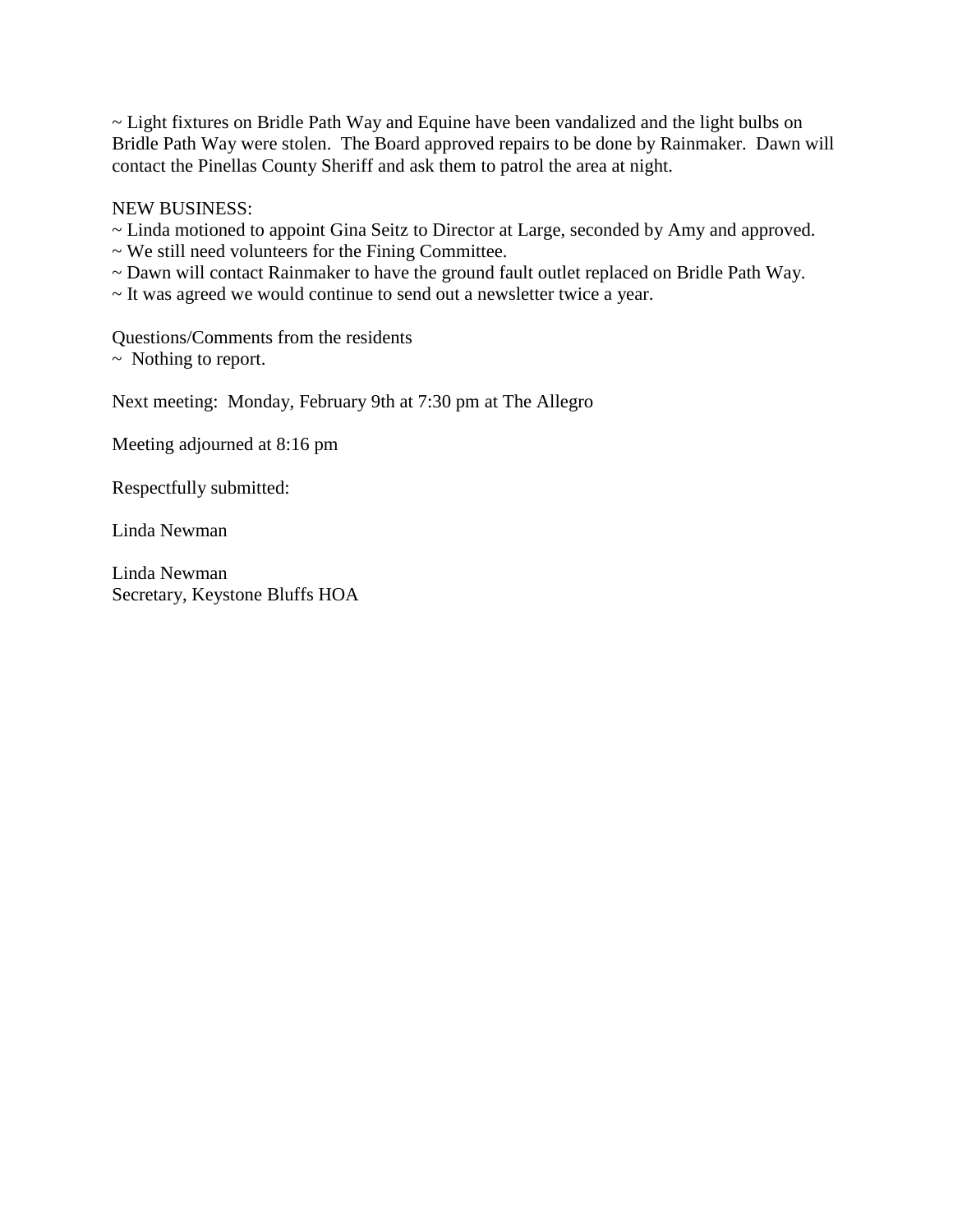~ Light fixtures on Bridle Path Way and Equine have been vandalized and the light bulbs on Bridle Path Way were stolen. The Board approved repairs to be done by Rainmaker. Dawn will contact the Pinellas County Sheriff and ask them to patrol the area at night.

NEW BUSINESS:

~ Linda motioned to appoint Gina Seitz to Director at Large, seconded by Amy and approved.
~ We still need volunteers for the Fining Committee.
~ Dawn will contact Rainmaker to have the ground fault outlet replaced on Bridle Path Way.
~ It was agreed we would continue to send out a newsletter twice a year.

Questions/Comments from the residents

~ Nothing to report.

Next meeting: Monday, February 9th at 7:30 pm at The Allegro

Meeting adjourned at 8:16 pm

Respectfully submitted:

Linda Newman

Linda Newman
Secretary, Keystone Bluffs HOA